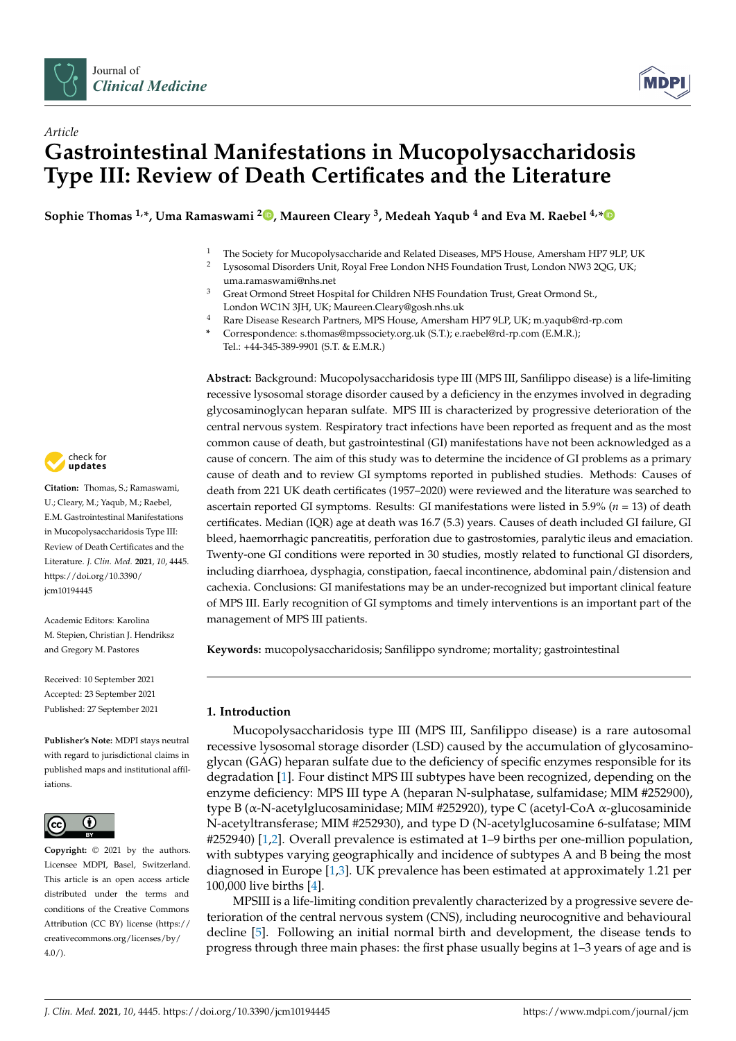Article

# Gastrointestinal Manifestations in Mucopolysaccharidosis Type III: Review of Death Certificates and the Literature

**Sophie Thomas [1,*], Uma Ramaswami [2], Maureen Cleary [3], Medeah Yaqub [4] and Eva M. Raebel [4,*]**

[1] The Society for Mucopolysaccharide and Related Diseases, MPS House, Amersham HP7 9LP, UK
[2] Lysosomal Disorders Unit, Royal Free London NHS Foundation Trust, London NW3 2QG, UK; uma.ramaswami@nhs.net
[3] Great Ormond Street Hospital for Children NHS Foundation Trust, Great Ormond St., London WC1N 3JH, UK; Maureen.Cleary@gosh.nhs.uk
[4] Rare Disease Research Partners, MPS House, Amersham HP7 9LP, UK; m.yaqub@rd-rp.com
* Correspondence: s.thomas@mpssociety.org.uk (S.T.); e.raebel@rd-rp.com (E.M.R.); Tel.: +44-345-389-9901 (S.T. & E.M.R.)

**Abstract:** Background: Mucopolysaccharidosis type III (MPS III, Sanfilippo disease) is a life-limiting recessive lysosomal storage disorder caused by a deficiency in the enzymes involved in degrading glycosaminoglycan heparan sulfate. MPS III is characterized by progressive deterioration of the central nervous system. Respiratory tract infections have been reported as frequent and as the most common cause of death, but gastrointestinal (GI) manifestations have not been acknowledged as a cause of concern. The aim of this study was to determine the incidence of GI problems as a primary cause of death and to review GI symptoms reported in published studies. Methods: Causes of death from 221 UK death certificates (1957–2020) were reviewed and the literature was searched to ascertain reported GI symptoms. Results: GI manifestations were listed in 5.9% ($n$ = 13) of death certificates. Median (IQR) age at death was 16.7 (5.3) years. Causes of death included GI failure, GI bleed, haemorrhagic pancreatitis, perforation due to gastrostomies, paralytic ileus and emaciation. Twenty-one GI conditions were reported in 30 studies, mostly related to functional GI disorders, including diarrhoea, dysphagia, constipation, faecal incontinence, abdominal pain/distension and cachexia. Conclusions: GI manifestations may be an under-recognized but important clinical feature of MPS III. Early recognition of GI symptoms and timely interventions is an important part of the management of MPS III patients.

**Keywords:** mucopolysaccharidosis; Sanfilippo syndrome; mortality; gastrointestinal

**Citation:** Thomas, S.; Ramaswami, U.; Cleary, M.; Yaqub, M.; Raebel, E.M. Gastrointestinal Manifestations in Mucopolysaccharidosis Type III: Review of Death Certificates and the Literature. *J. Clin. Med.* **2021**, *10*, 4445. https://doi.org/10.3390/jcm10194445

Academic Editors: Karolina M. Stepien, Christian J. Hendriksz and Gregory M. Pastores

Received: 10 September 2021
Accepted: 23 September 2021
Published: 27 September 2021

**Publisher's Note:** MDPI stays neutral with regard to jurisdictional claims in published maps and institutional affiliations.

**Copyright:** © 2021 by the authors. Licensee MDPI, Basel, Switzerland. This article is an open access article distributed under the terms and conditions of the Creative Commons Attribution (CC BY) license (https://creativecommons.org/licenses/by/4.0/).

## 1. Introduction

Mucopolysaccharidosis type III (MPS III, Sanfilippo disease) is a rare autosomal recessive lysosomal storage disorder (LSD) caused by the accumulation of glycosaminoglycan (GAG) heparan sulfate due to the deficiency of specific enzymes responsible for its degradation [1]. Four distinct MPS III subtypes have been recognized, depending on the enzyme deficiency: MPS III type A (heparan N-sulphatase, sulfamidase; MIM #252900), type B (α-N-acetylglucosaminidase; MIM #252920), type C (acetyl-CoA α-glucosaminide N-acetyltransferase; MIM #252930), and type D (N-acetylglucosamine 6-sulfatase; MIM #252940) [1,2]. Overall prevalence is estimated at 1–9 births per one-million population, with subtypes varying geographically and incidence of subtypes A and B being the most diagnosed in Europe [1,3]. UK prevalence has been estimated at approximately 1.21 per 100,000 live births [4].

MPSIII is a life-limiting condition prevalently characterized by a progressive severe deterioration of the central nervous system (CNS), including neurocognitive and behavioural decline [5]. Following an initial normal birth and development, the disease tends to progress through three main phases: the first phase usually begins at 1–3 years of age and is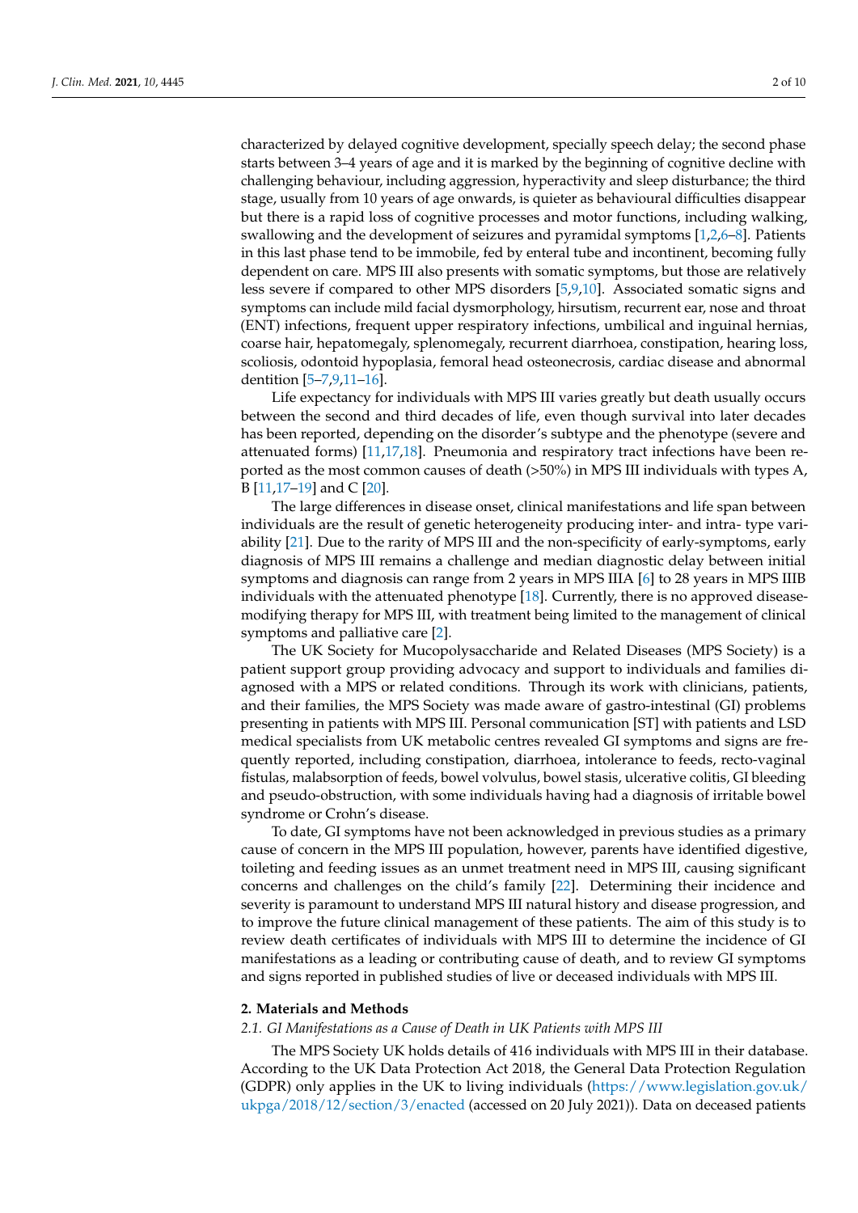characterized by delayed cognitive development, specially speech delay; the second phase starts between 3–4 years of age and it is marked by the beginning of cognitive decline with challenging behaviour, including aggression, hyperactivity and sleep disturbance; the third stage, usually from 10 years of age onwards, is quieter as behavioural difficulties disappear but there is a rapid loss of cognitive processes and motor functions, including walking, swallowing and the development of seizures and pyramidal symptoms [1,2,6–8]. Patients in this last phase tend to be immobile, fed by enteral tube and incontinent, becoming fully dependent on care. MPS III also presents with somatic symptoms, but those are relatively less severe if compared to other MPS disorders [5,9,10]. Associated somatic signs and symptoms can include mild facial dysmorphology, hirsutism, recurrent ear, nose and throat (ENT) infections, frequent upper respiratory infections, umbilical and inguinal hernias, coarse hair, hepatomegaly, splenomegaly, recurrent diarrhoea, constipation, hearing loss, scoliosis, odontoid hypoplasia, femoral head osteonecrosis, cardiac disease and abnormal dentition [5–7,9,11–16].

Life expectancy for individuals with MPS III varies greatly but death usually occurs between the second and third decades of life, even though survival into later decades has been reported, depending on the disorder's subtype and the phenotype (severe and attenuated forms) [11,17,18]. Pneumonia and respiratory tract infections have been reported as the most common causes of death (>50%) in MPS III individuals with types A, B [11,17–19] and C [20].

The large differences in disease onset, clinical manifestations and life span between individuals are the result of genetic heterogeneity producing inter- and intra- type variability [21]. Due to the rarity of MPS III and the non-specificity of early-symptoms, early diagnosis of MPS III remains a challenge and median diagnostic delay between initial symptoms and diagnosis can range from 2 years in MPS IIIA [6] to 28 years in MPS IIIB individuals with the attenuated phenotype [18]. Currently, there is no approved disease-modifying therapy for MPS III, with treatment being limited to the management of clinical symptoms and palliative care [2].

The UK Society for Mucopolysaccharide and Related Diseases (MPS Society) is a patient support group providing advocacy and support to individuals and families diagnosed with a MPS or related conditions. Through its work with clinicians, patients, and their families, the MPS Society was made aware of gastro-intestinal (GI) problems presenting in patients with MPS III. Personal communication [ST] with patients and LSD medical specialists from UK metabolic centres revealed GI symptoms and signs are frequently reported, including constipation, diarrhoea, intolerance to feeds, recto-vaginal fistulas, malabsorption of feeds, bowel volvulus, bowel stasis, ulcerative colitis, GI bleeding and pseudo-obstruction, with some individuals having had a diagnosis of irritable bowel syndrome or Crohn's disease.

To date, GI symptoms have not been acknowledged in previous studies as a primary cause of concern in the MPS III population, however, parents have identified digestive, toileting and feeding issues as an unmet treatment need in MPS III, causing significant concerns and challenges on the child's family [22]. Determining their incidence and severity is paramount to understand MPS III natural history and disease progression, and to improve the future clinical management of these patients. The aim of this study is to review death certificates of individuals with MPS III to determine the incidence of GI manifestations as a leading or contributing cause of death, and to review GI symptoms and signs reported in published studies of live or deceased individuals with MPS III.

## 2. Materials and Methods

### *2.1. GI Manifestations as a Cause of Death in UK Patients with MPS III*

The MPS Society UK holds details of 416 individuals with MPS III in their database. According to the UK Data Protection Act 2018, the General Data Protection Regulation (GDPR) only applies in the UK to living individuals (https://www.legislation.gov.uk/ukpga/2018/12/section/3/enacted (accessed on 20 July 2021)). Data on deceased patients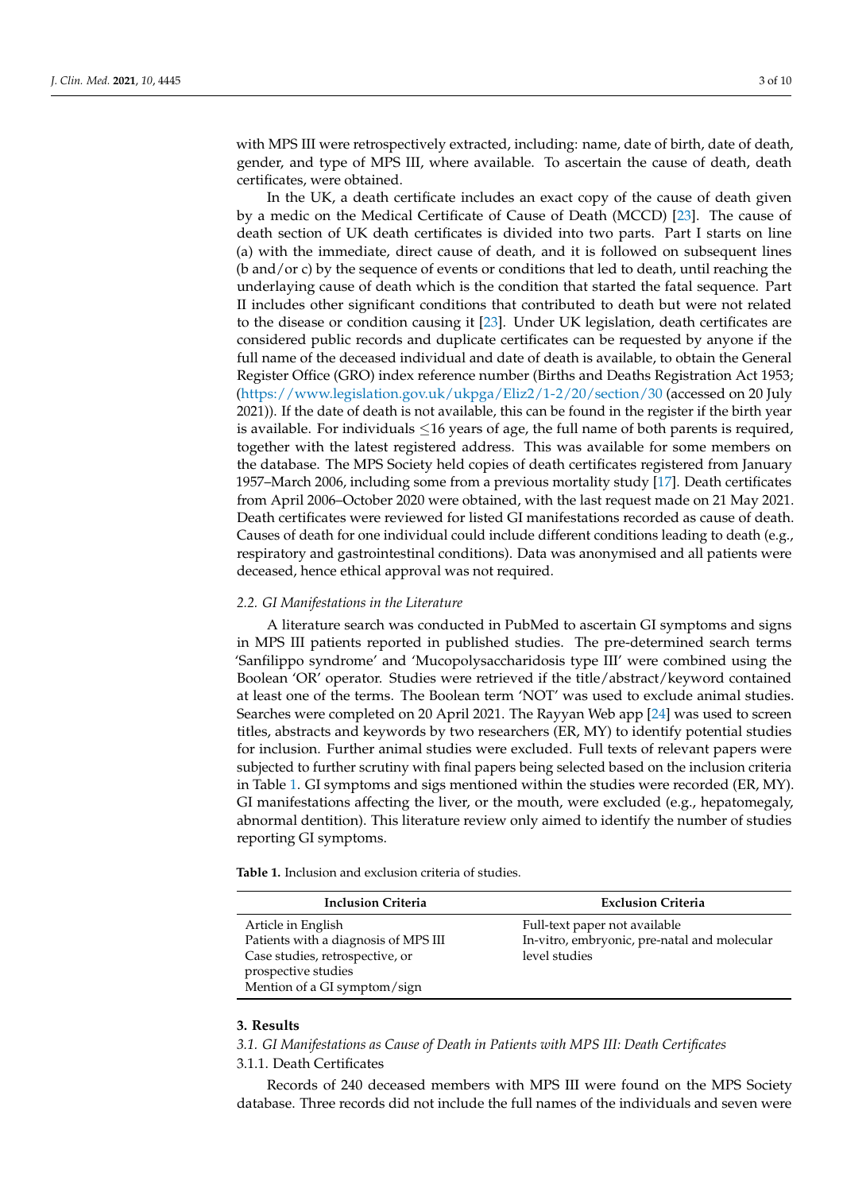with MPS III were retrospectively extracted, including: name, date of birth, date of death, gender, and type of MPS III, where available. To ascertain the cause of death, death certificates, were obtained.

In the UK, a death certificate includes an exact copy of the cause of death given by a medic on the Medical Certificate of Cause of Death (MCCD) [23]. The cause of death section of UK death certificates is divided into two parts. Part I starts on line (a) with the immediate, direct cause of death, and it is followed on subsequent lines (b and/or c) by the sequence of events or conditions that led to death, until reaching the underlaying cause of death which is the condition that started the fatal sequence. Part II includes other significant conditions that contributed to death but were not related to the disease or condition causing it [23]. Under UK legislation, death certificates are considered public records and duplicate certificates can be requested by anyone if the full name of the deceased individual and date of death is available, to obtain the General Register Office (GRO) index reference number (Births and Deaths Registration Act 1953; (https://www.legislation.gov.uk/ukpga/Eliz2/1-2/20/section/30 (accessed on 20 July 2021)). If the date of death is not available, this can be found in the register if the birth year is available. For individuals ≤16 years of age, the full name of both parents is required, together with the latest registered address. This was available for some members on the database. The MPS Society held copies of death certificates registered from January 1957–March 2006, including some from a previous mortality study [17]. Death certificates from April 2006–October 2020 were obtained, with the last request made on 21 May 2021. Death certificates were reviewed for listed GI manifestations recorded as cause of death. Causes of death for one individual could include different conditions leading to death (e.g., respiratory and gastrointestinal conditions). Data was anonymised and all patients were deceased, hence ethical approval was not required.

### *2.2. GI Manifestations in the Literature*

A literature search was conducted in PubMed to ascertain GI symptoms and signs in MPS III patients reported in published studies. The pre-determined search terms 'Sanfilippo syndrome' and 'Mucopolysaccharidosis type III' were combined using the Boolean 'OR' operator. Studies were retrieved if the title/abstract/keyword contained at least one of the terms. The Boolean term 'NOT' was used to exclude animal studies. Searches were completed on 20 April 2021. The Rayyan Web app [24] was used to screen titles, abstracts and keywords by two researchers (ER, MY) to identify potential studies for inclusion. Further animal studies were excluded. Full texts of relevant papers were subjected to further scrutiny with final papers being selected based on the inclusion criteria in Table 1. GI symptoms and sigs mentioned within the studies were recorded (ER, MY). GI manifestations affecting the liver, or the mouth, were excluded (e.g., hepatomegaly, abnormal dentition). This literature review only aimed to identify the number of studies reporting GI symptoms.

**Table 1.** Inclusion and exclusion criteria of studies.

| Inclusion Criteria | Exclusion Criteria |
|---|---|
| Article in English<br>Patients with a diagnosis of MPS III<br>Case studies, retrospective, or prospective studies<br>Mention of a GI symptom/sign | Full-text paper not available<br>In-vitro, embryonic, pre-natal and molecular level studies |

## 3. Results

### *3.1. GI Manifestations as Cause of Death in Patients with MPS III: Death Certificates*

#### 3.1.1. Death Certificates

Records of 240 deceased members with MPS III were found on the MPS Society database. Three records did not include the full names of the individuals and seven were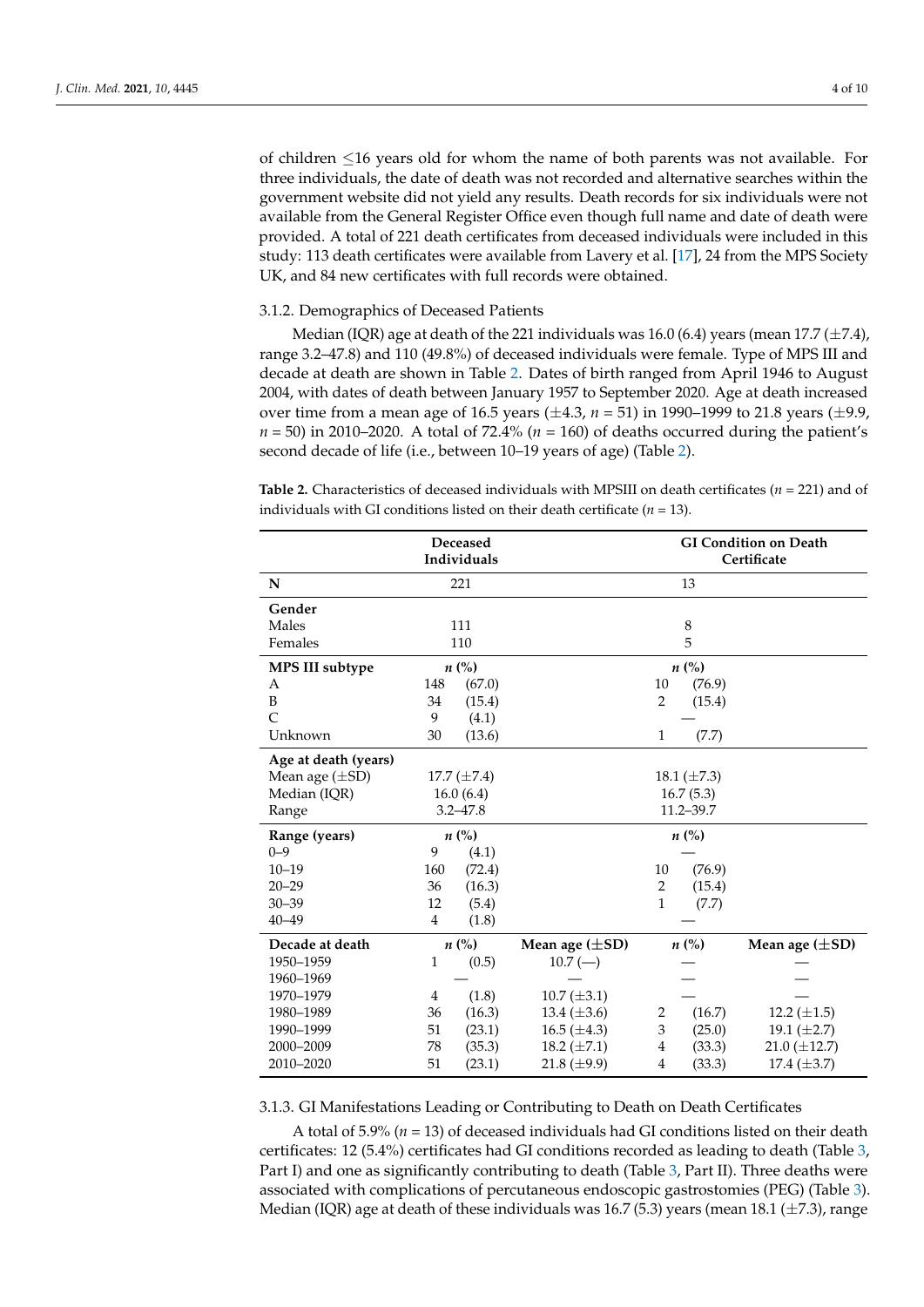of children ≤16 years old for whom the name of both parents was not available. For three individuals, the date of death was not recorded and alternative searches within the government website did not yield any results. Death records for six individuals were not available from the General Register Office even though full name and date of death were provided. A total of 221 death certificates from deceased individuals were included in this study: 113 death certificates were available from Lavery et al. [17], 24 from the MPS Society UK, and 84 new certificates with full records were obtained.

#### 3.1.2. Demographics of Deceased Patients

Median (IQR) age at death of the 221 individuals was 16.0 (6.4) years (mean 17.7 (±7.4), range 3.2–47.8) and 110 (49.8%) of deceased individuals were female. Type of MPS III and decade at death are shown in Table 2. Dates of birth ranged from April 1946 to August 2004, with dates of death between January 1957 to September 2020. Age at death increased over time from a mean age of 16.5 years (±4.3, $n$ = 51) in 1990–1999 to 21.8 years (±9.9, $n$ = 50) in 2010–2020. A total of 72.4% ($n$ = 160) of deaths occurred during the patient's second decade of life (i.e., between 10–19 years of age) (Table 2).

**Table 2.** Characteristics of deceased individuals with MPSIII on death certificates ($n$ = 221) and of individuals with GI conditions listed on their death certificate ($n$ = 13).

| | Deceased Individuals | | GI Condition on Death Certificate | |
|---|---|---|---|---|
| **N** | 221 | | 13 | |
| **Gender** | | | | |
| Males | 111 | | 8 | |
| Females | 110 | | 5 | |
| **MPS III subtype** | ***n* (%)** | | ***n* (%)** | |
| A | 148 (67.0) | | 10 (76.9) | |
| B | 34 (15.4) | | 2 (15.4) | |
| C | 9 (4.1) | | — | |
| Unknown | 30 (13.6) | | 1 (7.7) | |
| **Age at death (years)** | | | | |
| Mean age (±SD) | 17.7 (±7.4) | | 18.1 (±7.3) | |
| Median (IQR) | 16.0 (6.4) | | 16.7 (5.3) | |
| Range | 3.2–47.8 | | 11.2–39.7 | |
| **Range (years)** | ***n* (%)** | | ***n* (%)** | |
| 0–9 | 9 (4.1) | | — | |
| 10–19 | 160 (72.4) | | 10 (76.9) | |
| 20–29 | 36 (16.3) | | 2 (15.4) | |
| 30–39 | 12 (5.4) | | 1 (7.7) | |
| 40–49 | 4 (1.8) | | — | |
| **Decade at death** | ***n* (%)** | **Mean age (±SD)** | ***n* (%)** | **Mean age (±SD)** |
| 1950–1959 | 1 (0.5) | 10.7 (—) | — | — |
| 1960–1969 | — | — | — | — |
| 1970–1979 | 4 (1.8) | 10.7 (±3.1) | — | — |
| 1980–1989 | 36 (16.3) | 13.4 (±3.6) | 2 (16.7) | 12.2 (±1.5) |
| 1990–1999 | 51 (23.1) | 16.5 (±4.3) | 3 (25.0) | 19.1 (±2.7) |
| 2000–2009 | 78 (35.3) | 18.2 (±7.1) | 4 (33.3) | 21.0 (±12.7) |
| 2010–2020 | 51 (23.1) | 21.8 (±9.9) | 4 (33.3) | 17.4 (±3.7) |

#### 3.1.3. GI Manifestations Leading or Contributing to Death on Death Certificates

A total of 5.9% ($n$ = 13) of deceased individuals had GI conditions listed on their death certificates: 12 (5.4%) certificates had GI conditions recorded as leading to death (Table 3, Part I) and one as significantly contributing to death (Table 3, Part II). Three deaths were associated with complications of percutaneous endoscopic gastrostomies (PEG) (Table 3). Median (IQR) age at death of these individuals was 16.7 (5.3) years (mean 18.1 (±7.3), range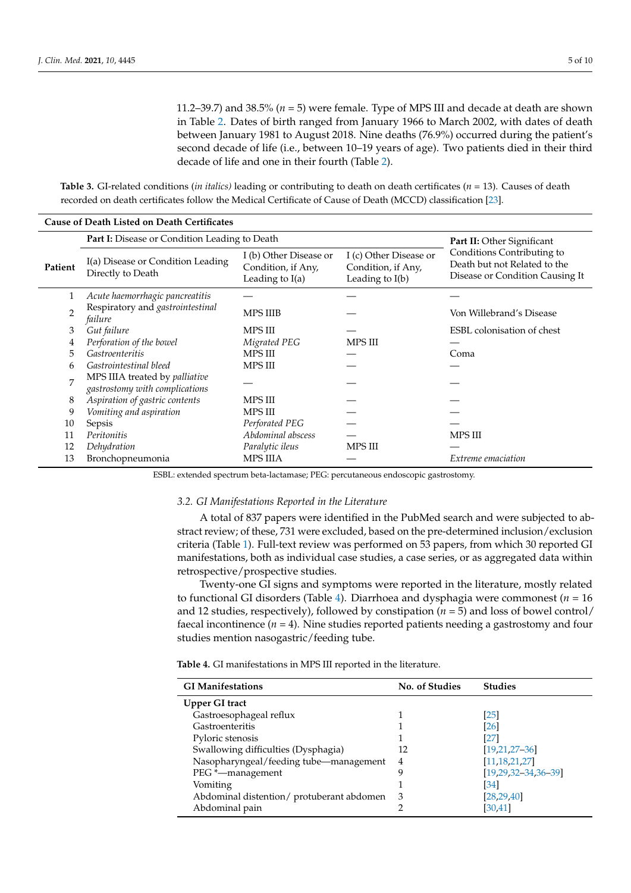11.2–39.7) and 38.5% (*n* = 5) were female. Type of MPS III and decade at death are shown in Table 2. Dates of birth ranged from January 1966 to March 2002, with dates of death between January 1981 to August 2018. Nine deaths (76.9%) occurred during the patient's second decade of life (i.e., between 10–19 years of age). Two patients died in their third decade of life and one in their fourth (Table 2).

**Table 3.** GI-related conditions (*in italics*) leading or contributing to death on death certificates (*n* = 13). Causes of death recorded on death certificates follow the Medical Certificate of Cause of Death (MCCD) classification [23].

| Cause of Death Listed on Death Certificates | | | | |
|---|---|---|---|---|
| | **Part I:** Disease or Condition Leading to Death | | | **Part II:** Other Significant Conditions Contributing to Death but not Related to the Disease or Condition Causing It |
| **Patient** | I(a) Disease or Condition Leading Directly to Death | I (b) Other Disease or Condition, if Any, Leading to I(a) | I (c) Other Disease or Condition, if Any, Leading to I(b) | |
| 1 | *Acute haemorrhagic pancreatitis* | — | — | — |
| 2 | Respiratory and *gastrointestinal failure* | MPS IIIB | — | Von Willebrand's Disease |
| 3 | *Gut failure* | MPS III | — | ESBL colonisation of chest |
| 4 | *Perforation of the bowel* | *Migrated PEG* | MPS III | — |
| 5 | *Gastroenteritis* | MPS III | — | Coma |
| 6 | *Gastrointestinal bleed* | MPS III | — | — |
| 7 | MPS IIIA treated by *palliative gastrostomy with complications* | — | — | — |
| 8 | *Aspiration of gastric contents* | MPS III | — | — |
| 9 | *Vomiting and aspiration* | MPS III | — | — |
| 10 | Sepsis | *Perforated PEG* | — | — |
| 11 | *Peritonitis* | *Abdominal abscess* | — | MPS III |
| 12 | *Dehydration* | *Paralytic ileus* | MPS III | — |
| 13 | Bronchopneumonia | MPS IIIA | — | *Extreme emaciation* |

ESBL: extended spectrum beta-lactamase; PEG: percutaneous endoscopic gastrostomy.

### 3.2. GI Manifestations Reported in the Literature

A total of 837 papers were identified in the PubMed search and were subjected to abstract review; of these, 731 were excluded, based on the pre-determined inclusion/exclusion criteria (Table 1). Full-text review was performed on 53 papers, from which 30 reported GI manifestations, both as individual case studies, a case series, or as aggregated data within retrospective/prospective studies.

Twenty-one GI signs and symptoms were reported in the literature, mostly related to functional GI disorders (Table 4). Diarrhoea and dysphagia were commonest (*n* = 16 and 12 studies, respectively), followed by constipation (*n* = 5) and loss of bowel control/faecal incontinence (*n* = 4). Nine studies reported patients needing a gastrostomy and four studies mention nasogastric/feeding tube.

**Table 4.** GI manifestations in MPS III reported in the literature.

| GI Manifestations | No. of Studies | Studies |
|---|---|---|
| **Upper GI tract** | | |
| Gastroesophageal reflux | 1 | [25] |
| Gastroenteritis | 1 | [26] |
| Pyloric stenosis | 1 | [27] |
| Swallowing difficulties (Dysphagia) | 12 | [19,21,27–36] |
| Nasopharyngeal/feeding tube—management | 4 | [11,18,21,27] |
| PEG *—management | 9 | [19,29,32–34,36–39] |
| Vomiting | 1 | [34] |
| Abdominal distention/ protuberant abdomen | 3 | [28,29,40] |
| Abdominal pain | 2 | [30,41] |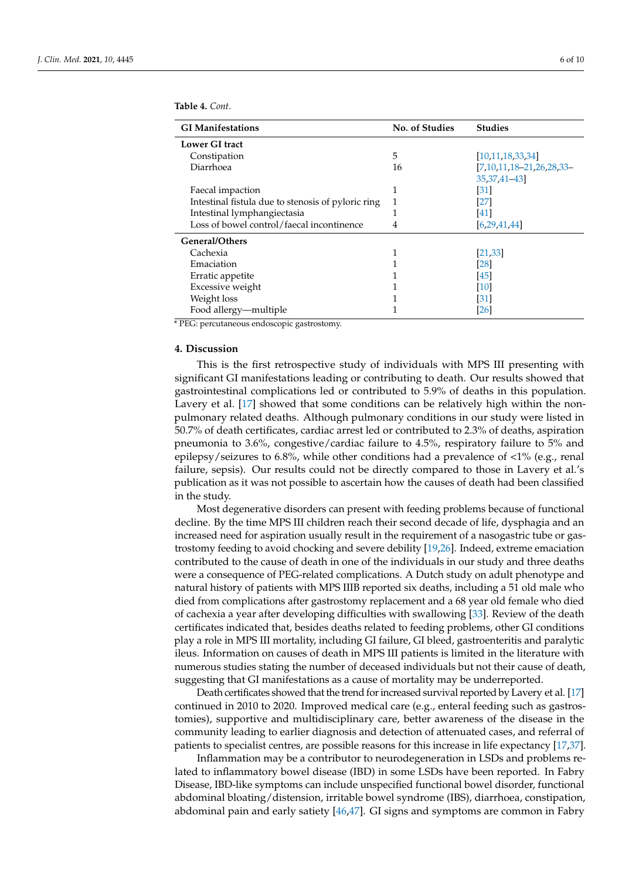**Table 4.** *Cont*.

| GI Manifestations | No. of Studies | Studies |
|---|---|---|
| **Lower GI tract** | | |
| Constipation | 5 | [10,11,18,33,34] |
| Diarrhoea | 16 | [7,10,11,18–21,26,28,33–35,37,41–43] |
| Faecal impaction | 1 | [31] |
| Intestinal fistula due to stenosis of pyloric ring | 1 | [27] |
| Intestinal lymphangiectasia | 1 | [41] |
| Loss of bowel control/faecal incontinence | 4 | [6,29,41,44] |
| **General/Others** | | |
| Cachexia | 1 | [21,33] |
| Emaciation | 1 | [28] |
| Erratic appetite | 1 | [45] |
| Excessive weight | 1 | [10] |
| Weight loss | 1 | [31] |
| Food allergy—multiple | 1 | [26] |

* PEG: percutaneous endoscopic gastrostomy.

## 4. Discussion

This is the first retrospective study of individuals with MPS III presenting with significant GI manifestations leading or contributing to death. Our results showed that gastrointestinal complications led or contributed to 5.9% of deaths in this population. Lavery et al. [17] showed that some conditions can be relatively high within the non-pulmonary related deaths. Although pulmonary conditions in our study were listed in 50.7% of death certificates, cardiac arrest led or contributed to 2.3% of deaths, aspiration pneumonia to 3.6%, congestive/cardiac failure to 4.5%, respiratory failure to 5% and epilepsy/seizures to 6.8%, while other conditions had a prevalence of <1% (e.g., renal failure, sepsis). Our results could not be directly compared to those in Lavery et al.'s publication as it was not possible to ascertain how the causes of death had been classified in the study.

Most degenerative disorders can present with feeding problems because of functional decline. By the time MPS III children reach their second decade of life, dysphagia and an increased need for aspiration usually result in the requirement of a nasogastric tube or gastrostomy feeding to avoid chocking and severe debility [19,26]. Indeed, extreme emaciation contributed to the cause of death in one of the individuals in our study and three deaths were a consequence of PEG-related complications. A Dutch study on adult phenotype and natural history of patients with MPS IIIB reported six deaths, including a 51 old male who died from complications after gastrostomy replacement and a 68 year old female who died of cachexia a year after developing difficulties with swallowing [33]. Review of the death certificates indicated that, besides deaths related to feeding problems, other GI conditions play a role in MPS III mortality, including GI failure, GI bleed, gastroenteritis and paralytic ileus. Information on causes of death in MPS III patients is limited in the literature with numerous studies stating the number of deceased individuals but not their cause of death, suggesting that GI manifestations as a cause of mortality may be underreported.

Death certificates showed that the trend for increased survival reported by Lavery et al. [17] continued in 2010 to 2020. Improved medical care (e.g., enteral feeding such as gastrostomies), supportive and multidisciplinary care, better awareness of the disease in the community leading to earlier diagnosis and detection of attenuated cases, and referral of patients to specialist centres, are possible reasons for this increase in life expectancy [17,37].

Inflammation may be a contributor to neurodegeneration in LSDs and problems related to inflammatory bowel disease (IBD) in some LSDs have been reported. In Fabry Disease, IBD-like symptoms can include unspecified functional bowel disorder, functional abdominal bloating/distension, irritable bowel syndrome (IBS), diarrhoea, constipation, abdominal pain and early satiety [46,47]. GI signs and symptoms are common in Fabry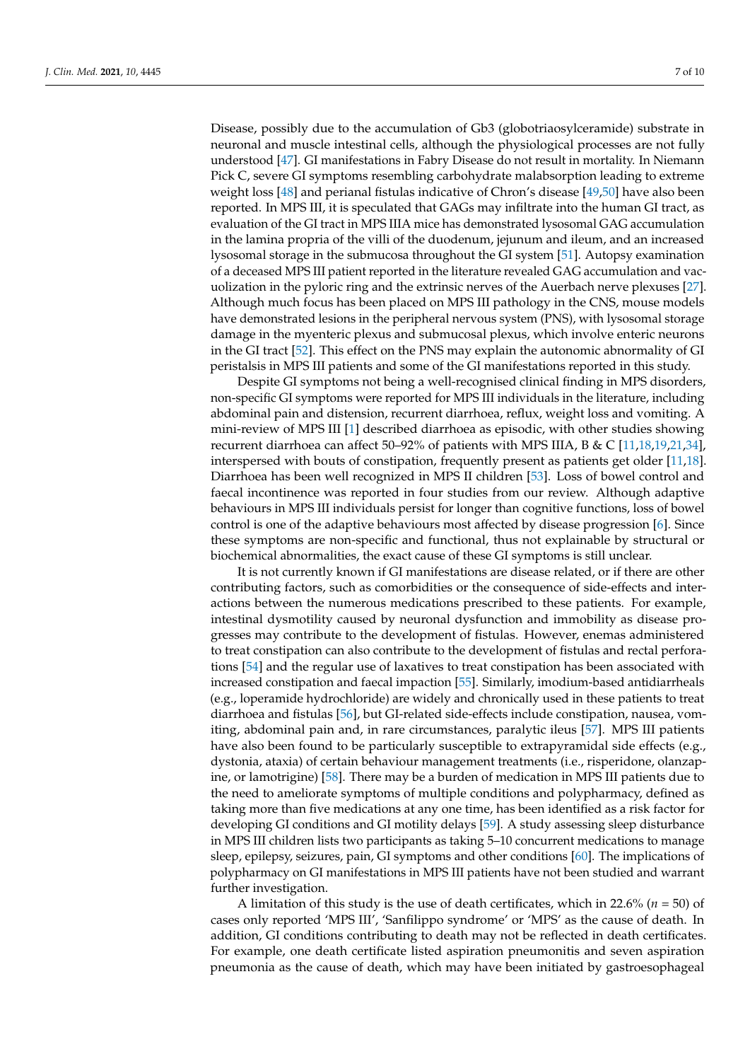Disease, possibly due to the accumulation of Gb3 (globotriaosylceramide) substrate in neuronal and muscle intestinal cells, although the physiological processes are not fully understood [47]. GI manifestations in Fabry Disease do not result in mortality. In Niemann Pick C, severe GI symptoms resembling carbohydrate malabsorption leading to extreme weight loss [48] and perianal fistulas indicative of Chron's disease [49,50] have also been reported. In MPS III, it is speculated that GAGs may infiltrate into the human GI tract, as evaluation of the GI tract in MPS IIIA mice has demonstrated lysosomal GAG accumulation in the lamina propria of the villi of the duodenum, jejunum and ileum, and an increased lysosomal storage in the submucosa throughout the GI system [51]. Autopsy examination of a deceased MPS III patient reported in the literature revealed GAG accumulation and vacuolization in the pyloric ring and the extrinsic nerves of the Auerbach nerve plexuses [27]. Although much focus has been placed on MPS III pathology in the CNS, mouse models have demonstrated lesions in the peripheral nervous system (PNS), with lysosomal storage damage in the myenteric plexus and submucosal plexus, which involve enteric neurons in the GI tract [52]. This effect on the PNS may explain the autonomic abnormality of GI peristalsis in MPS III patients and some of the GI manifestations reported in this study.

Despite GI symptoms not being a well-recognised clinical finding in MPS disorders, non-specific GI symptoms were reported for MPS III individuals in the literature, including abdominal pain and distension, recurrent diarrhoea, reflux, weight loss and vomiting. A mini-review of MPS III [1] described diarrhoea as episodic, with other studies showing recurrent diarrhoea can affect 50–92% of patients with MPS IIIA, B & C [11,18,19,21,34], interspersed with bouts of constipation, frequently present as patients get older [11,18]. Diarrhoea has been well recognized in MPS II children [53]. Loss of bowel control and faecal incontinence was reported in four studies from our review. Although adaptive behaviours in MPS III individuals persist for longer than cognitive functions, loss of bowel control is one of the adaptive behaviours most affected by disease progression [6]. Since these symptoms are non-specific and functional, thus not explainable by structural or biochemical abnormalities, the exact cause of these GI symptoms is still unclear.

It is not currently known if GI manifestations are disease related, or if there are other contributing factors, such as comorbidities or the consequence of side-effects and interactions between the numerous medications prescribed to these patients. For example, intestinal dysmotility caused by neuronal dysfunction and immobility as disease progresses may contribute to the development of fistulas. However, enemas administered to treat constipation can also contribute to the development of fistulas and rectal perforations [54] and the regular use of laxatives to treat constipation has been associated with increased constipation and faecal impaction [55]. Similarly, imodium-based antidiarrheals (e.g., loperamide hydrochloride) are widely and chronically used in these patients to treat diarrhoea and fistulas [56], but GI-related side-effects include constipation, nausea, vomiting, abdominal pain and, in rare circumstances, paralytic ileus [57]. MPS III patients have also been found to be particularly susceptible to extrapyramidal side effects (e.g., dystonia, ataxia) of certain behaviour management treatments (i.e., risperidone, olanzapine, or lamotrigine) [58]. There may be a burden of medication in MPS III patients due to the need to ameliorate symptoms of multiple conditions and polypharmacy, defined as taking more than five medications at any one time, has been identified as a risk factor for developing GI conditions and GI motility delays [59]. A study assessing sleep disturbance in MPS III children lists two participants as taking 5–10 concurrent medications to manage sleep, epilepsy, seizures, pain, GI symptoms and other conditions [60]. The implications of polypharmacy on GI manifestations in MPS III patients have not been studied and warrant further investigation.

A limitation of this study is the use of death certificates, which in 22.6% ($n$ = 50) of cases only reported 'MPS III', 'Sanfilippo syndrome' or 'MPS' as the cause of death. In addition, GI conditions contributing to death may not be reflected in death certificates. For example, one death certificate listed aspiration pneumonitis and seven aspiration pneumonia as the cause of death, which may have been initiated by gastroesophageal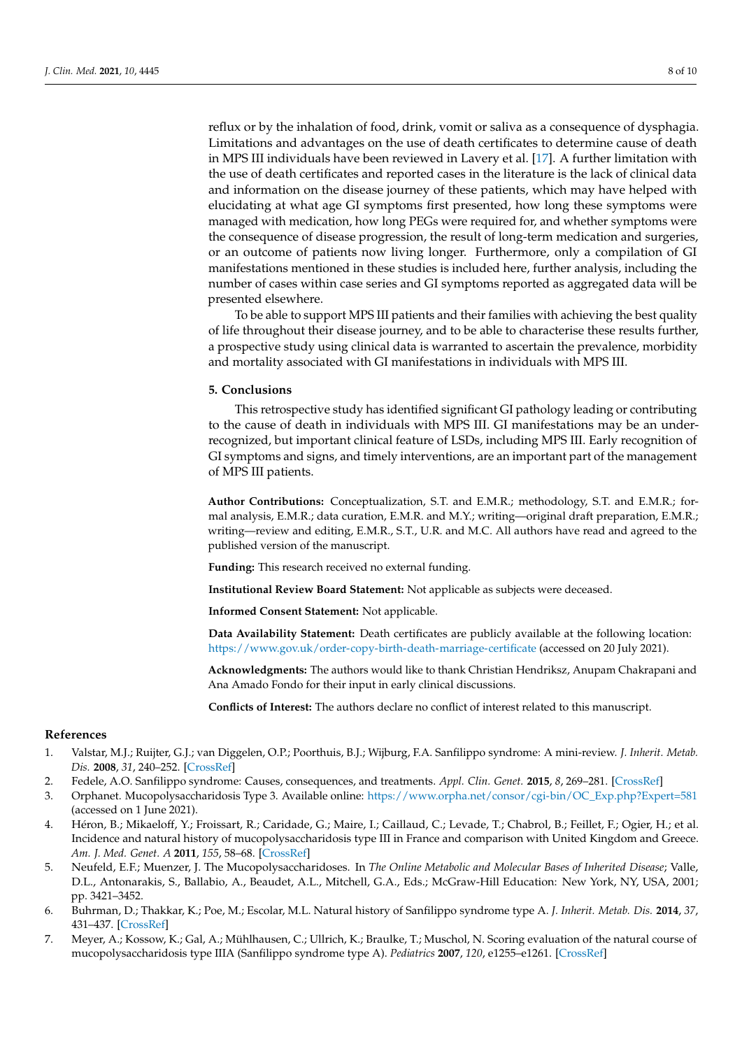reflux or by the inhalation of food, drink, vomit or saliva as a consequence of dysphagia. Limitations and advantages on the use of death certificates to determine cause of death in MPS III individuals have been reviewed in Lavery et al. [17]. A further limitation with the use of death certificates and reported cases in the literature is the lack of clinical data and information on the disease journey of these patients, which may have helped with elucidating at what age GI symptoms first presented, how long these symptoms were managed with medication, how long PEGs were required for, and whether symptoms were the consequence of disease progression, the result of long-term medication and surgeries, or an outcome of patients now living longer. Furthermore, only a compilation of GI manifestations mentioned in these studies is included here, further analysis, including the number of cases within case series and GI symptoms reported as aggregated data will be presented elsewhere.

To be able to support MPS III patients and their families with achieving the best quality of life throughout their disease journey, and to be able to characterise these results further, a prospective study using clinical data is warranted to ascertain the prevalence, morbidity and mortality associated with GI manifestations in individuals with MPS III.

## 5. Conclusions

This retrospective study has identified significant GI pathology leading or contributing to the cause of death in individuals with MPS III. GI manifestations may be an under-recognized, but important clinical feature of LSDs, including MPS III. Early recognition of GI symptoms and signs, and timely interventions, are an important part of the management of MPS III patients.

**Author Contributions:** Conceptualization, S.T. and E.M.R.; methodology, S.T. and E.M.R.; formal analysis, E.M.R.; data curation, E.M.R. and M.Y.; writing—original draft preparation, E.M.R.; writing—review and editing, E.M.R., S.T., U.R. and M.C. All authors have read and agreed to the published version of the manuscript.

**Funding:** This research received no external funding.

**Institutional Review Board Statement:** Not applicable as subjects were deceased.

**Informed Consent Statement:** Not applicable.

**Data Availability Statement:** Death certificates are publicly available at the following location: https://www.gov.uk/order-copy-birth-death-marriage-certificate (accessed on 20 July 2021).

**Acknowledgments:** The authors would like to thank Christian Hendriksz, Anupam Chakrapani and Ana Amado Fondo for their input in early clinical discussions.

**Conflicts of Interest:** The authors declare no conflict of interest related to this manuscript.

## References

1. Valstar, M.J.; Ruijter, G.J.; van Diggelen, O.P.; Poorthuis, B.J.; Wijburg, F.A. Sanfilippo syndrome: A mini-review. *J. Inherit. Metab. Dis.* **2008**, *31*, 240–252. [CrossRef]
2. Fedele, A.O. Sanfilippo syndrome: Causes, consequences, and treatments. *Appl. Clin. Genet.* **2015**, *8*, 269–281. [CrossRef]
3. Orphanet. Mucopolysaccharidosis Type 3. Available online: https://www.orpha.net/consor/cgi-bin/OC_Exp.php?Expert=581 (accessed on 1 June 2021).
4. Héron, B.; Mikaeloff, Y.; Froissart, R.; Caridade, G.; Maire, I.; Caillaud, C.; Levade, T.; Chabrol, B.; Feillet, F.; Ogier, H.; et al. Incidence and natural history of mucopolysaccharidosis type III in France and comparison with United Kingdom and Greece. *Am. J. Med. Genet. A* **2011**, *155*, 58–68. [CrossRef]
5. Neufeld, E.F.; Muenzer, J. The Mucopolysaccharidoses. In *The Online Metabolic and Molecular Bases of Inherited Disease*; Valle, D.L., Antonarakis, S., Ballabio, A., Beaudet, A.L., Mitchell, G.A., Eds.; McGraw-Hill Education: New York, NY, USA, 2001; pp. 3421–3452.
6. Buhrman, D.; Thakkar, K.; Poe, M.; Escolar, M.L. Natural history of Sanfilippo syndrome type A. *J. Inherit. Metab. Dis.* **2014**, *37*, 431–437. [CrossRef]
7. Meyer, A.; Kossow, K.; Gal, A.; Mühlhausen, C.; Ullrich, K.; Braulke, T.; Muschol, N. Scoring evaluation of the natural course of mucopolysaccharidosis type IIIA (Sanfilippo syndrome type A). *Pediatrics* **2007**, *120*, e1255–e1261. [CrossRef]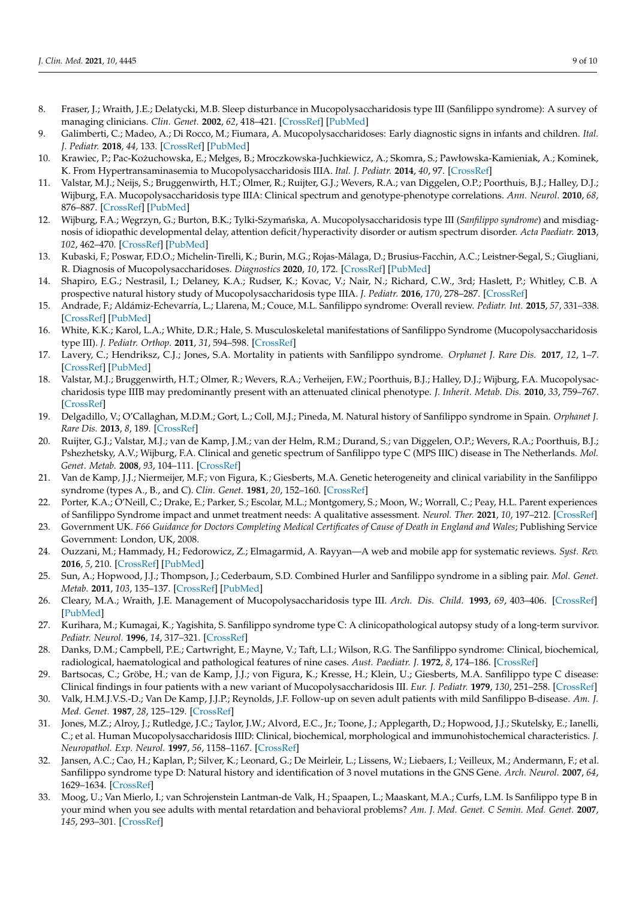8. Fraser, J.; Wraith, J.E.; Delatycki, M.B. Sleep disturbance in Mucopolysaccharidosis type III (Sanfilippo syndrome): A survey of managing clinicians. *Clin. Genet.* **2002**, *62*, 418–421. [CrossRef] [PubMed]
9. Galimberti, C.; Madeo, A.; Di Rocco, M.; Fiumara, A. Mucopolysaccharidoses: Early diagnostic signs in infants and children. *Ital. J. Pediatr.* **2018**, *44*, 133. [CrossRef] [PubMed]
10. Krawiec, P.; Pac-Kożuchowska, E.; Mełges, B.; Mroczkowska-Juchkiewicz, A.; Skomra, S.; Pawłowska-Kamieniak, A.; Kominek, K. From Hypertransaminasemia to Mucopolysaccharidosis IIIA. *Ital. J. Pediatr.* **2014**, *40*, 97. [CrossRef]
11. Valstar, M.J.; Neijs, S.; Bruggenwirth, H.T.; Olmer, R.; Ruijter, G.J.; Wevers, R.A.; van Diggelen, O.P.; Poorthuis, B.J.; Halley, D.J.; Wijburg, F.A. Mucopolysaccharidosis type IIIA: Clinical spectrum and genotype-phenotype correlations. *Ann. Neurol.* **2010**, *68*, 876–887. [CrossRef] [PubMed]
12. Wijburg, F.A.; Węgrzyn, G.; Burton, B.K.; Tylki-Szymańska, A. Mucopolysaccharidosis type III (*Sanfilippo syndrome*) and misdiagnosis of idiopathic developmental delay, attention deficit/hyperactivity disorder or autism spectrum disorder. *Acta Paediatr.* **2013**, *102*, 462–470. [CrossRef] [PubMed]
13. Kubaski, F.; Poswar, F.D.O.; Michelin-Tirelli, K.; Burin, M.G.; Rojas-Málaga, D.; Brusius-Facchin, A.C.; Leistner-Segal, S.; Giugliani, R. Diagnosis of Mucopolysaccharidoses. *Diagnostics* **2020**, *10*, 172. [CrossRef] [PubMed]
14. Shapiro, E.G.; Nestrasil, I.; Delaney, K.A.; Rudser, K.; Kovac, V.; Nair, N.; Richard, C.W., 3rd; Haslett, P.; Whitley, C.B. A prospective natural history study of Mucopolysaccharidosis type IIIA. *J. Pediatr.* **2016**, *170*, 278–287. [CrossRef]
15. Andrade, F.; Aldámiz-Echevarría, L.; Llarena, M.; Couce, M.L. Sanfilippo syndrome: Overall review. *Pediatr. Int.* **2015**, *57*, 331–338. [CrossRef] [PubMed]
16. White, K.K.; Karol, L.A.; White, D.R.; Hale, S. Musculoskeletal manifestations of Sanfilippo Syndrome (Mucopolysaccharidosis type III). *J. Pediatr. Orthop.* **2011**, *31*, 594–598. [CrossRef]
17. Lavery, C.; Hendriksz, C.J.; Jones, S.A. Mortality in patients with Sanfilippo syndrome. *Orphanet J. Rare Dis.* **2017**, *12*, 1–7. [CrossRef] [PubMed]
18. Valstar, M.J.; Bruggenwirth, H.T.; Olmer, R.; Wevers, R.A.; Verheijen, F.W.; Poorthuis, B.J.; Halley, D.J.; Wijburg, F.A. Mucopolysaccharidosis type IIIB may predominantly present with an attenuated clinical phenotype. *J. Inherit. Metab. Dis.* **2010**, *33*, 759–767. [CrossRef]
19. Delgadillo, V.; O'Callaghan, M.D.M.; Gort, L.; Coll, M.J.; Pineda, M. Natural history of Sanfilippo syndrome in Spain. *Orphanet J. Rare Dis.* **2013**, *8*, 189. [CrossRef]
20. Ruijter, G.J.; Valstar, M.J.; van de Kamp, J.M.; van der Helm, R.M.; Durand, S.; van Diggelen, O.P.; Wevers, R.A.; Poorthuis, B.J.; Pshezhetsky, A.V.; Wijburg, F.A. Clinical and genetic spectrum of Sanfilippo type C (MPS IIIC) disease in The Netherlands. *Mol. Genet. Metab.* **2008**, *93*, 104–111. [CrossRef]
21. Van de Kamp, J.J.; Niermeijer, M.F.; von Figura, K.; Giesberts, M.A. Genetic heterogeneity and clinical variability in the Sanfilippo syndrome (types A., B., and C). *Clin. Genet.* **1981**, *20*, 152–160. [CrossRef]
22. Porter, K.A.; O'Neill, C.; Drake, E.; Parker, S.; Escolar, M.L.; Montgomery, S.; Moon, W.; Worrall, C.; Peay, H.L. Parent experiences of Sanfilippo Syndrome impact and unmet treatment needs: A qualitative assessment. *Neurol. Ther.* **2021**, *10*, 197–212. [CrossRef]
23. Government UK. *F66 Guidance for Doctors Completing Medical Certificates of Cause of Death in England and Wales*; Publishing Service Government: London, UK, 2008.
24. Ouzzani, M.; Hammady, H.; Fedorowicz, Z.; Elmagarmid, A. Rayyan—A web and mobile app for systematic reviews. *Syst. Rev.* **2016**, *5*, 210. [CrossRef] [PubMed]
25. Sun, A.; Hopwood, J.J.; Thompson, J.; Cederbaum, S.D. Combined Hurler and Sanfilippo syndrome in a sibling pair. *Mol. Genet. Metab.* **2011**, *103*, 135–137. [CrossRef] [PubMed]
26. Cleary, M.A.; Wraith, J.E. Management of Mucopolysaccharidosis type III. *Arch. Dis. Child.* **1993**, *69*, 403–406. [CrossRef] [PubMed]
27. Kurihara, M.; Kumagai, K.; Yagishita, S. Sanfilippo syndrome type C: A clinicopathological autopsy study of a long-term survivor. *Pediatr. Neurol.* **1996**, *14*, 317–321. [CrossRef]
28. Danks, D.M.; Campbell, P.E.; Cartwright, E.; Mayne, V.; Taft, L.I.; Wilson, R.G. The Sanfilippo syndrome: Clinical, biochemical, radiological, haematological and pathological features of nine cases. *Aust. Paediatr. J.* **1972**, *8*, 174–186. [CrossRef]
29. Bartsocas, C.; Gröbe, H.; van de Kamp, J.J.; von Figura, K.; Kresse, H.; Klein, U.; Giesberts, M.A. Sanfilippo type C disease: Clinical findings in four patients with a new variant of Mucopolysaccharidosis III. *Eur. J. Pediatr.* **1979**, *130*, 251–258. [CrossRef]
30. Valk, H.M.J.V.S.-D.; Van De Kamp, J.J.P.; Reynolds, J.F. Follow-up on seven adult patients with mild Sanfilippo B-disease. *Am. J. Med. Genet.* **1987**, *28*, 125–129. [CrossRef]
31. Jones, M.Z.; Alroy, J.; Rutledge, J.C.; Taylor, J.W.; Alvord, E.C., Jr.; Toone, J.; Applegarth, D.; Hopwood, J.J.; Skutelsky, E.; Ianelli, C.; et al. Human Mucopolysaccharidosis IIID: Clinical, biochemical, morphological and immunohistochemical characteristics. *J. Neuropathol. Exp. Neurol.* **1997**, *56*, 1158–1167. [CrossRef]
32. Jansen, A.C.; Cao, H.; Kaplan, P.; Silver, K.; Leonard, G.; De Meirleir, L.; Lissens, W.; Liebaers, I.; Veilleux, M.; Andermann, F.; et al. Sanfilippo syndrome type D: Natural history and identification of 3 novel mutations in the GNS Gene. *Arch. Neurol.* **2007**, *64*, 1629–1634. [CrossRef]
33. Moog, U.; Van Mierlo, I.; van Schrojenstein Lantman-de Valk, H.; Spaapen, L.; Maaskant, M.A.; Curfs, L.M. Is Sanfilippo type B in your mind when you see adults with mental retardation and behavioral problems? *Am. J. Med. Genet. C Semin. Med. Genet.* **2007**, *145*, 293–301. [CrossRef]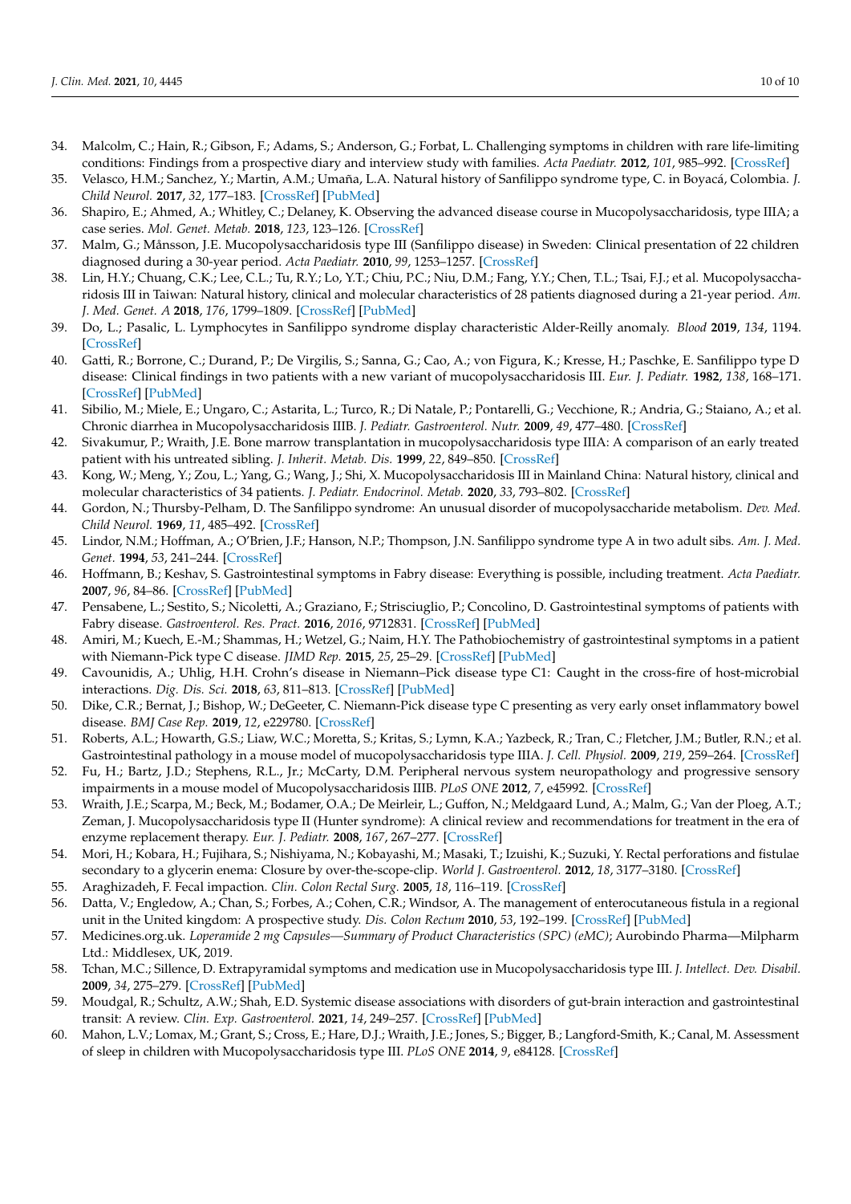34. Malcolm, C.; Hain, R.; Gibson, F.; Adams, S.; Anderson, G.; Forbat, L. Challenging symptoms in children with rare life-limiting conditions: Findings from a prospective diary and interview study with families. *Acta Paediatr.* **2012**, *101*, 985–992. [CrossRef]
35. Velasco, H.M.; Sanchez, Y.; Martin, A.M.; Umaña, L.A. Natural history of Sanfilippo syndrome type, C. in Boyacá, Colombia. *J. Child Neurol.* **2017**, *32*, 177–183. [CrossRef] [PubMed]
36. Shapiro, E.; Ahmed, A.; Whitley, C.; Delaney, K. Observing the advanced disease course in Mucopolysaccharidosis, type IIIA; a case series. *Mol. Genet. Metab.* **2018**, *123*, 123–126. [CrossRef]
37. Malm, G.; Månsson, J.E. Mucopolysaccharidosis type III (Sanfilippo disease) in Sweden: Clinical presentation of 22 children diagnosed during a 30-year period. *Acta Paediatr.* **2010**, *99*, 1253–1257. [CrossRef]
38. Lin, H.Y.; Chuang, C.K.; Lee, C.L.; Tu, R.Y.; Lo, Y.T.; Chiu, P.C.; Niu, D.M.; Fang, Y.Y.; Chen, T.L.; Tsai, F.J.; et al. Mucopolysaccharidosis III in Taiwan: Natural history, clinical and molecular characteristics of 28 patients diagnosed during a 21-year period. *Am. J. Med. Genet. A* **2018**, *176*, 1799–1809. [CrossRef] [PubMed]
39. Do, L.; Pasalic, L. Lymphocytes in Sanfilippo syndrome display characteristic Alder-Reilly anomaly. *Blood* **2019**, *134*, 1194. [CrossRef]
40. Gatti, R.; Borrone, C.; Durand, P.; De Virgilis, S.; Sanna, G.; Cao, A.; von Figura, K.; Kresse, H.; Paschke, E. Sanfilippo type D disease: Clinical findings in two patients with a new variant of mucopolysaccharidosis III. *Eur. J. Pediatr.* **1982**, *138*, 168–171. [CrossRef] [PubMed]
41. Sibilio, M.; Miele, E.; Ungaro, C.; Astarita, L.; Turco, R.; Di Natale, P.; Pontarelli, G.; Vecchione, R.; Andria, G.; Staiano, A.; et al. Chronic diarrhea in Mucopolysaccharidosis IIIB. *J. Pediatr. Gastroenterol. Nutr.* **2009**, *49*, 477–480. [CrossRef]
42. Sivakumur, P.; Wraith, J.E. Bone marrow transplantation in mucopolysaccharidosis type IIIA: A comparison of an early treated patient with his untreated sibling. *J. Inherit. Metab. Dis.* **1999**, *22*, 849–850. [CrossRef]
43. Kong, W.; Meng, Y.; Zou, L.; Yang, G.; Wang, J.; Shi, X. Mucopolysaccharidosis III in Mainland China: Natural history, clinical and molecular characteristics of 34 patients. *J. Pediatr. Endocrinol. Metab.* **2020**, *33*, 793–802. [CrossRef]
44. Gordon, N.; Thursby-Pelham, D. The Sanfilippo syndrome: An unusual disorder of mucopolysaccharide metabolism. *Dev. Med. Child Neurol.* **1969**, *11*, 485–492. [CrossRef]
45. Lindor, N.M.; Hoffman, A.; O'Brien, J.F.; Hanson, N.P.; Thompson, J.N. Sanfilippo syndrome type A in two adult sibs. *Am. J. Med. Genet.* **1994**, *53*, 241–244. [CrossRef]
46. Hoffmann, B.; Keshav, S. Gastrointestinal symptoms in Fabry disease: Everything is possible, including treatment. *Acta Paediatr.* **2007**, *96*, 84–86. [CrossRef] [PubMed]
47. Pensabene, L.; Sestito, S.; Nicoletti, A.; Graziano, F.; Strisciuglio, P.; Concolino, D. Gastrointestinal symptoms of patients with Fabry disease. *Gastroenterol. Res. Pract.* **2016**, *2016*, 9712831. [CrossRef] [PubMed]
48. Amiri, M.; Kuech, E.-M.; Shammas, H.; Wetzel, G.; Naim, H.Y. The Pathobiochemistry of gastrointestinal symptoms in a patient with Niemann-Pick type C disease. *JIMD Rep.* **2015**, *25*, 25–29. [CrossRef] [PubMed]
49. Cavounidis, A.; Uhlig, H.H. Crohn's disease in Niemann–Pick disease type C1: Caught in the cross-fire of host-microbial interactions. *Dig. Dis. Sci.* **2018**, *63*, 811–813. [CrossRef] [PubMed]
50. Dike, C.R.; Bernat, J.; Bishop, W.; DeGeeter, C. Niemann-Pick disease type C presenting as very early onset inflammatory bowel disease. *BMJ Case Rep.* **2019**, *12*, e229780. [CrossRef]
51. Roberts, A.L.; Howarth, G.S.; Liaw, W.C.; Moretta, S.; Kritas, S.; Lymn, K.A.; Yazbeck, R.; Tran, C.; Fletcher, J.M.; Butler, R.N.; et al. Gastrointestinal pathology in a mouse model of mucopolysaccharidosis type IIIA. *J. Cell. Physiol.* **2009**, *219*, 259–264. [CrossRef]
52. Fu, H.; Bartz, J.D.; Stephens, R.L., Jr.; McCarty, D.M. Peripheral nervous system neuropathology and progressive sensory impairments in a mouse model of Mucopolysaccharidosis IIIB. *PLoS ONE* **2012**, *7*, e45992. [CrossRef]
53. Wraith, J.E.; Scarpa, M.; Beck, M.; Bodamer, O.A.; De Meirleir, L.; Guffon, N.; Meldgaard Lund, A.; Malm, G.; Van der Ploeg, A.T.; Zeman, J. Mucopolysaccharidosis type II (Hunter syndrome): A clinical review and recommendations for treatment in the era of enzyme replacement therapy. *Eur. J. Pediatr.* **2008**, *167*, 267–277. [CrossRef]
54. Mori, H.; Kobara, H.; Fujihara, S.; Nishiyama, N.; Kobayashi, M.; Masaki, T.; Izuishi, K.; Suzuki, Y. Rectal perforations and fistulae secondary to a glycerin enema: Closure by over-the-scope-clip. *World J. Gastroenterol.* **2012**, *18*, 3177–3180. [CrossRef]
55. Araghizadeh, F. Fecal impaction. *Clin. Colon Rectal Surg.* **2005**, *18*, 116–119. [CrossRef]
56. Datta, V.; Engledow, A.; Chan, S.; Forbes, A.; Cohen, C.R.; Windsor, A. The management of enterocutaneous fistula in a regional unit in the United kingdom: A prospective study. *Dis. Colon Rectum* **2010**, *53*, 192–199. [CrossRef] [PubMed]
57. Medicines.org.uk. *Loperamide 2 mg Capsules—Summary of Product Characteristics (SPC) (eMC)*; Aurobindo Pharma—Milpharm Ltd.: Middlesex, UK, 2019.
58. Tchan, M.C.; Sillence, D. Extrapyramidal symptoms and medication use in Mucopolysaccharidosis type III. *J. Intellect. Dev. Disabil.* **2009**, *34*, 275–279. [CrossRef] [PubMed]
59. Moudgal, R.; Schultz, A.W.; Shah, E.D. Systemic disease associations with disorders of gut-brain interaction and gastrointestinal transit: A review. *Clin. Exp. Gastroenterol.* **2021**, *14*, 249–257. [CrossRef] [PubMed]
60. Mahon, L.V.; Lomax, M.; Grant, S.; Cross, E.; Hare, D.J.; Wraith, J.E.; Jones, S.; Bigger, B.; Langford-Smith, K.; Canal, M. Assessment of sleep in children with Mucopolysaccharidosis type III. *PLoS ONE* **2014**, *9*, e84128. [CrossRef]